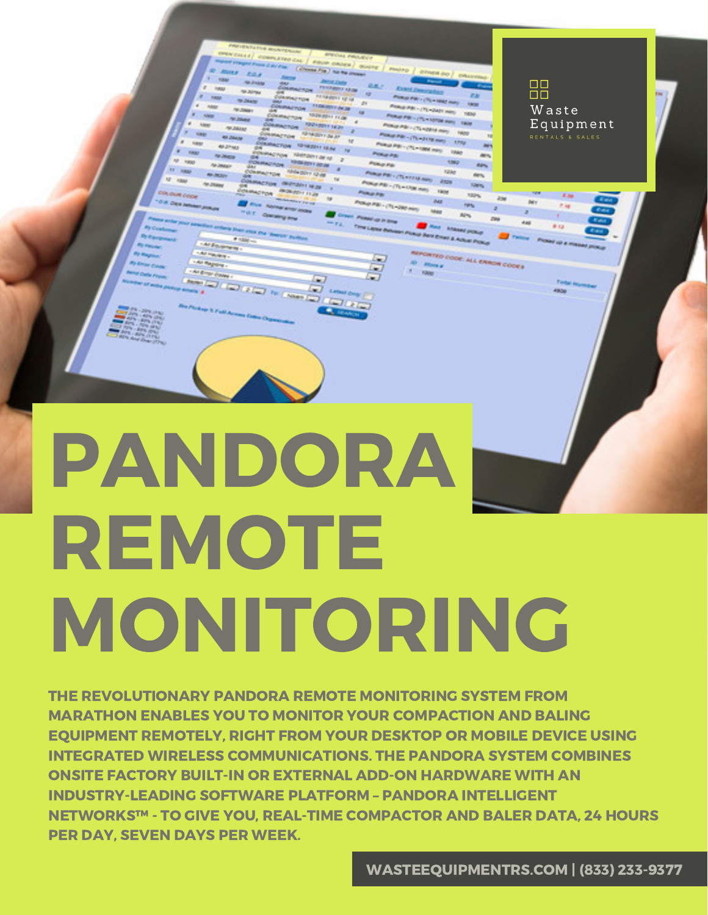Waste Equipment

RENTALS & SALES

# PANDORA REMOTE MONITORING

**THE REVOLUTIONARY PANDORA REMOTE MONITORING SYSTEM FROM MARATHON ENABLES YOU TO MONITOR YOUR COMPACTION AND BALING EQUIPMENT REMOTELY, RIGHT FROM YOUR DESKTOP OR MOBILE DEVICE USING INTEGRATED WIRELESS COMMUNICATIONS. THE PANDORA SYSTEM COMBINES ONSITE FACTORY BUILT-IN OR EXTERNAL ADD-ON HARDWARE WITH AN INDUSTRY-LEADING SOFTWARE PLATFORM – PANDORA INTELLIGENT NETWORKS™ - TO GIVE YOU, REAL-TIME COMPACTOR AND BALER DATA, 24 HOURS PER DAY, SEVEN DAYS PER WEEK.**

**WASTEEQUIPMENTRS.COM | (833) 233-9377**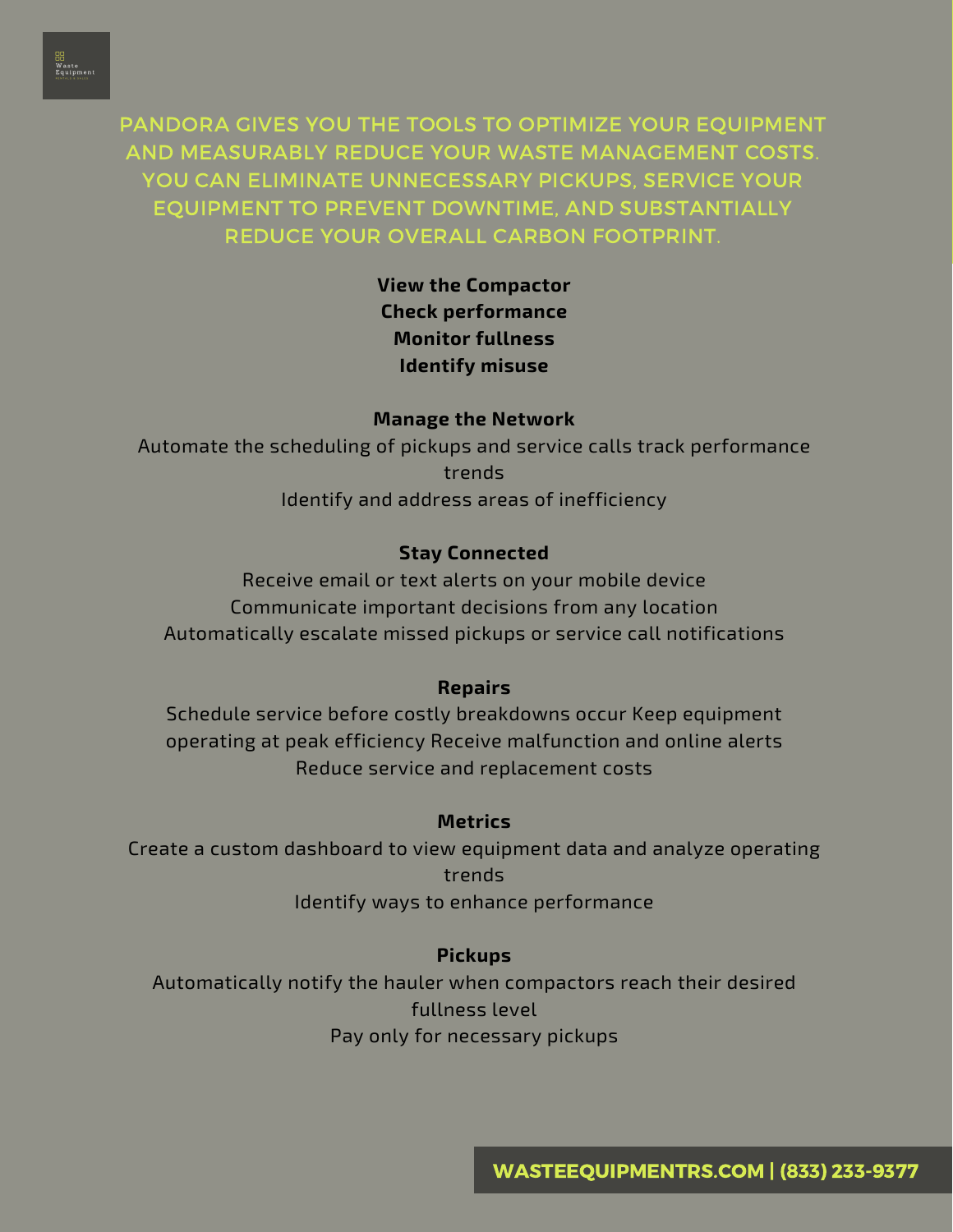PANDORA GIVES YOU THE TOOLS TO OPTIMIZE YOUR EQUIPMENT AND MEASURABLY REDUCE YOUR WASTE MANAGEMENT COSTS. YOU CAN ELIMINATE UNNECESSARY PICKUPS, SERVICE YOUR EQUIPMENT TO PREVENT DOWNTIME, AND SUBSTANTIALLY REDUCE YOUR OVERALL CARBON FOOTPRINT.

**View the Compactor**
**Check performance**
**Monitor fullness**
**Identify misuse**

**Manage the Network**

Automate the scheduling of pickups and service calls track performance trends

Identify and address areas of inefficiency

**Stay Connected**

Receive email or text alerts on your mobile device

Communicate important decisions from any location

Automatically escalate missed pickups or service call notifications

**Repairs**

Schedule service before costly breakdowns occur Keep equipment operating at peak efficiency Receive malfunction and online alerts

Reduce service and replacement costs

**Metrics**

Create a custom dashboard to view equipment data and analyze operating trends

Identify ways to enhance performance

**Pickups**

Automatically notify the hauler when compactors reach their desired fullness level

Pay only for necessary pickups

**WASTEEQUIPMENTRS.COM | (833) 233-9377**